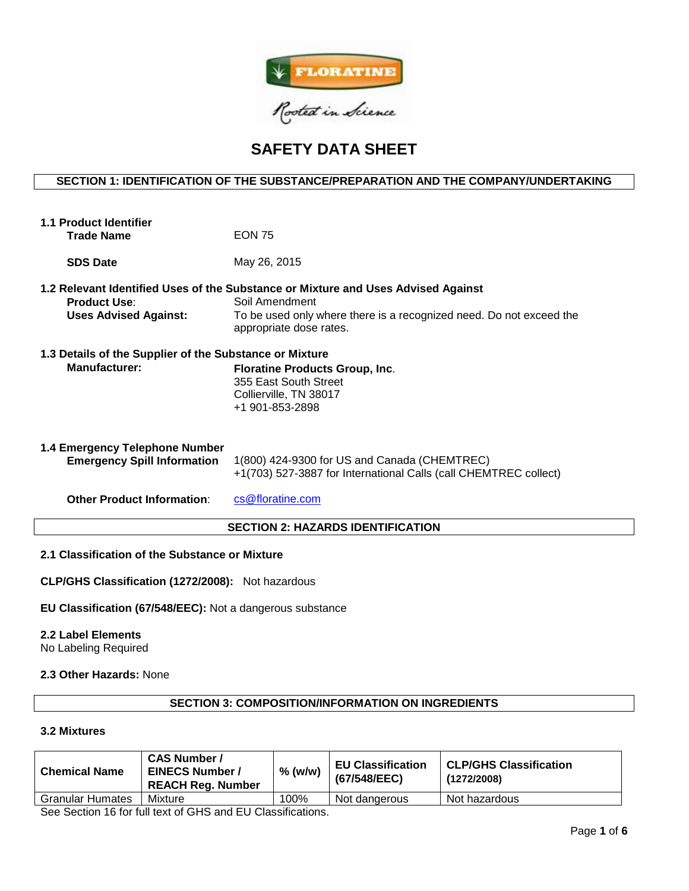FLORATINE

*Rooted in Science*

# SAFETY DATA SHEET

## SECTION 1: IDENTIFICATION OF THE SUBSTANCE/PREPARATION AND THE COMPANY/UNDERTAKING

**1.1 Product Identifier**

**Trade Name** EON 75

**SDS Date** May 26, 2015

**1.2 Relevant Identified Uses of the Substance or Mixture and Uses Advised Against**

**Product Use**: Soil Amendment

**Uses Advised Against:** To be used only where there is a recognized need. Do not exceed the appropriate dose rates.

**1.3 Details of the Supplier of the Substance or Mixture**

**Manufacturer:**

**Floratine Products Group, Inc**.
355 East South Street
Collierville, TN 38017
+1 901-853-2898

**1.4 Emergency Telephone Number**

**Emergency Spill Information**

1(800) 424-9300 for US and Canada (CHEMTREC)
+1(703) 527-3887 for International Calls (call CHEMTREC collect)

**Other Product Information**: cs@floratine.com

## SECTION 2: HAZARDS IDENTIFICATION

**2.1 Classification of the Substance or Mixture**

**CLP/GHS Classification (1272/2008):** Not hazardous

**EU Classification (67/548/EEC):** Not a dangerous substance

**2.2 Label Elements**

No Labeling Required

**2.3 Other Hazards:** None

## SECTION 3: COMPOSITION/INFORMATION ON INGREDIENTS

**3.2 Mixtures**

| Chemical Name | CAS Number / EINECS Number / REACH Reg. Number | % (w/w) | EU Classification (67/548/EEC) | CLP/GHS Classification (1272/2008) |
|---|---|---|---|---|
| Granular Humates | Mixture | 100% | Not dangerous | Not hazardous |

See Section 16 for full text of GHS and EU Classifications.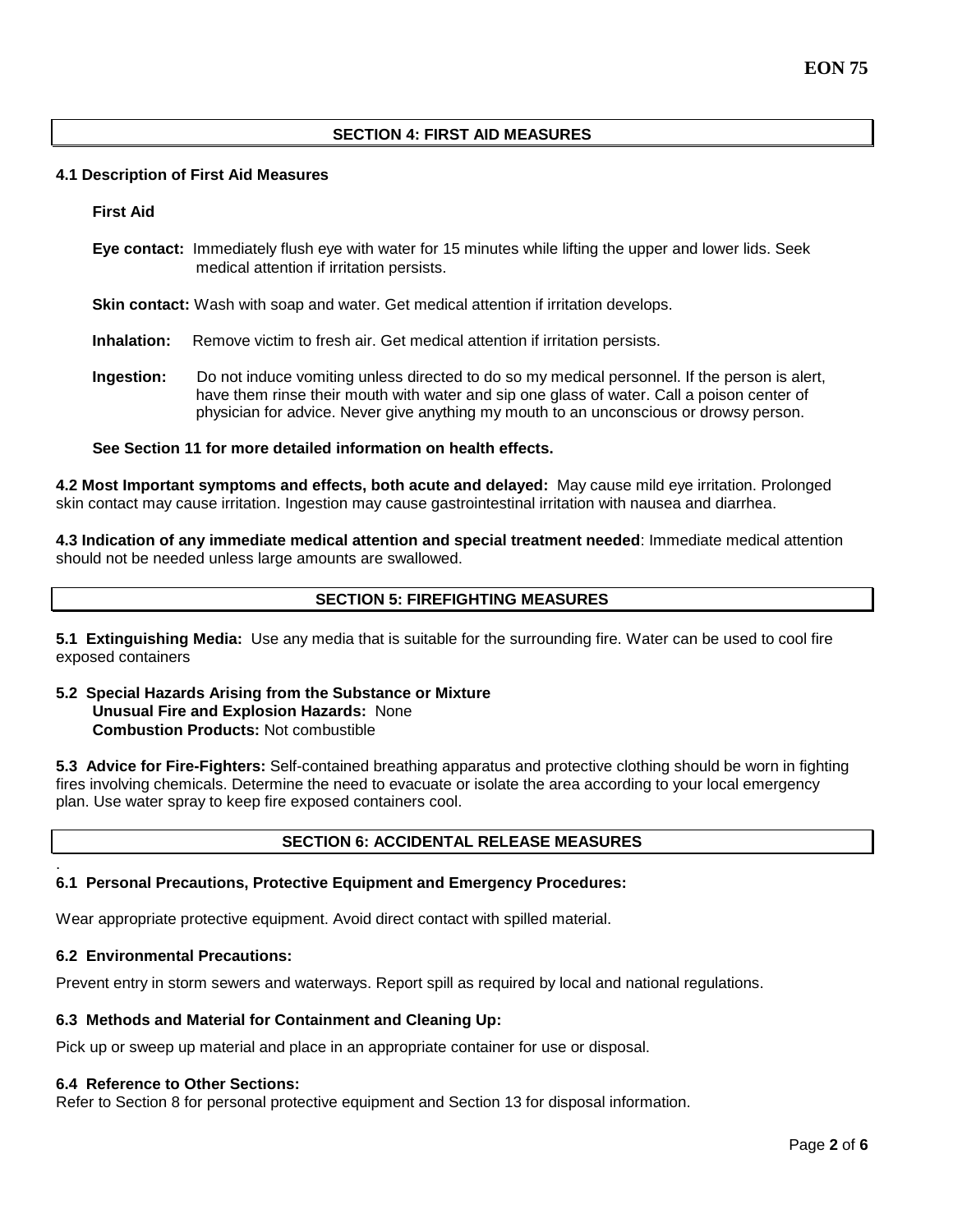## SECTION 4: FIRST AID MEASURES

### 4.1 Description of First Aid Measures

**First Aid**

**Eye contact:** Immediately flush eye with water for 15 minutes while lifting the upper and lower lids. Seek medical attention if irritation persists.

**Skin contact:** Wash with soap and water. Get medical attention if irritation develops.

**Inhalation:** Remove victim to fresh air. Get medical attention if irritation persists.

**Ingestion:** Do not induce vomiting unless directed to do so my medical personnel. If the person is alert, have them rinse their mouth with water and sip one glass of water. Call a poison center of physician for advice. Never give anything my mouth to an unconscious or drowsy person.

**See Section 11 for more detailed information on health effects.**

**4.2 Most Important symptoms and effects, both acute and delayed:** May cause mild eye irritation. Prolonged skin contact may cause irritation. Ingestion may cause gastrointestinal irritation with nausea and diarrhea.

**4.3 Indication of any immediate medical attention and special treatment needed**: Immediate medical attention should not be needed unless large amounts are swallowed.

## SECTION 5: FIREFIGHTING MEASURES

**5.1 Extinguishing Media:** Use any media that is suitable for the surrounding fire. Water can be used to cool fire exposed containers

**5.2 Special Hazards Arising from the Substance or Mixture**
**Unusual Fire and Explosion Hazards:** None
**Combustion Products:** Not combustible

**5.3 Advice for Fire-Fighters:** Self-contained breathing apparatus and protective clothing should be worn in fighting fires involving chemicals. Determine the need to evacuate or isolate the area according to your local emergency plan. Use water spray to keep fire exposed containers cool.

## SECTION 6: ACCIDENTAL RELEASE MEASURES

### 6.1 Personal Precautions, Protective Equipment and Emergency Procedures:

Wear appropriate protective equipment. Avoid direct contact with spilled material.

### 6.2 Environmental Precautions:

Prevent entry in storm sewers and waterways. Report spill as required by local and national regulations.

### 6.3 Methods and Material for Containment and Cleaning Up:

Pick up or sweep up material and place in an appropriate container for use or disposal.

### 6.4 Reference to Other Sections:

Refer to Section 8 for personal protective equipment and Section 13 for disposal information.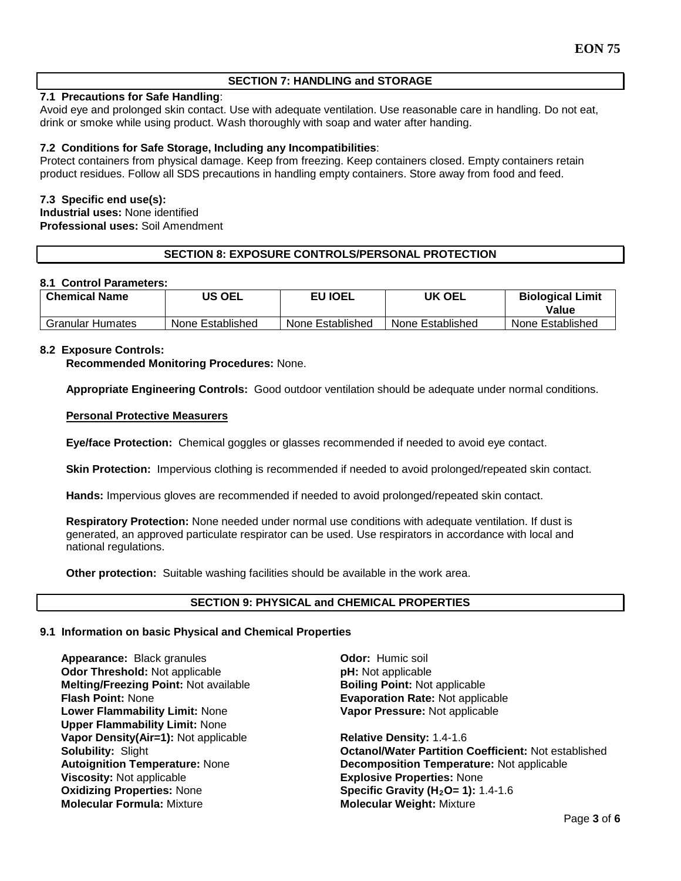## SECTION 7: HANDLING and STORAGE

**7.1 Precautions for Safe Handling**:

Avoid eye and prolonged skin contact. Use with adequate ventilation. Use reasonable care in handling. Do not eat, drink or smoke while using product. Wash thoroughly with soap and water after handing.

**7.2 Conditions for Safe Storage, Including any Incompatibilities**:

Protect containers from physical damage. Keep from freezing. Keep containers closed. Empty containers retain product residues. Follow all SDS precautions in handling empty containers. Store away from food and feed.

**7.3 Specific end use(s):**

**Industrial uses:** None identified

**Professional uses:** Soil Amendment

## SECTION 8: EXPOSURE CONTROLS/PERSONAL PROTECTION

**8.1 Control Parameters:**

| Chemical Name | US OEL | EU IOEL | UK OEL | Biological Limit Value |
|---|---|---|---|---|
| Granular Humates | None Established | None Established | None Established | None Established |

**8.2 Exposure Controls:**

**Recommended Monitoring Procedures:** None.

**Appropriate Engineering Controls:** Good outdoor ventilation should be adequate under normal conditions.

**Personal Protective Measurers**

**Eye/face Protection:** Chemical goggles or glasses recommended if needed to avoid eye contact.

**Skin Protection:** Impervious clothing is recommended if needed to avoid prolonged/repeated skin contact.

**Hands:** Impervious gloves are recommended if needed to avoid prolonged/repeated skin contact.

**Respiratory Protection:** None needed under normal use conditions with adequate ventilation. If dust is generated, an approved particulate respirator can be used. Use respirators in accordance with local and national regulations.

**Other protection:** Suitable washing facilities should be available in the work area.

## SECTION 9: PHYSICAL and CHEMICAL PROPERTIES

**9.1 Information on basic Physical and Chemical Properties**

**Appearance:** Black granules
**Odor Threshold:** Not applicable
**Melting/Freezing Point:** Not available
**Flash Point:** None
**Lower Flammability Limit:** None
**Upper Flammability Limit:** None
**Vapor Density(Air=1):** Not applicable
**Solubility:** Slight
**Autoignition Temperature:** None
**Viscosity:** Not applicable
**Oxidizing Properties:** None
**Molecular Formula:** Mixture

**Odor:** Humic soil
**pH:** Not applicable
**Boiling Point:** Not applicable
**Evaporation Rate:** Not applicable
**Vapor Pressure:** Not applicable
**Relative Density:** 1.4-1.6
**Octanol/Water Partition Coefficient:** Not established
**Decomposition Temperature:** Not applicable
**Explosive Properties:** None
**Specific Gravity ($H_2O$= 1):** 1.4-1.6
**Molecular Weight:** Mixture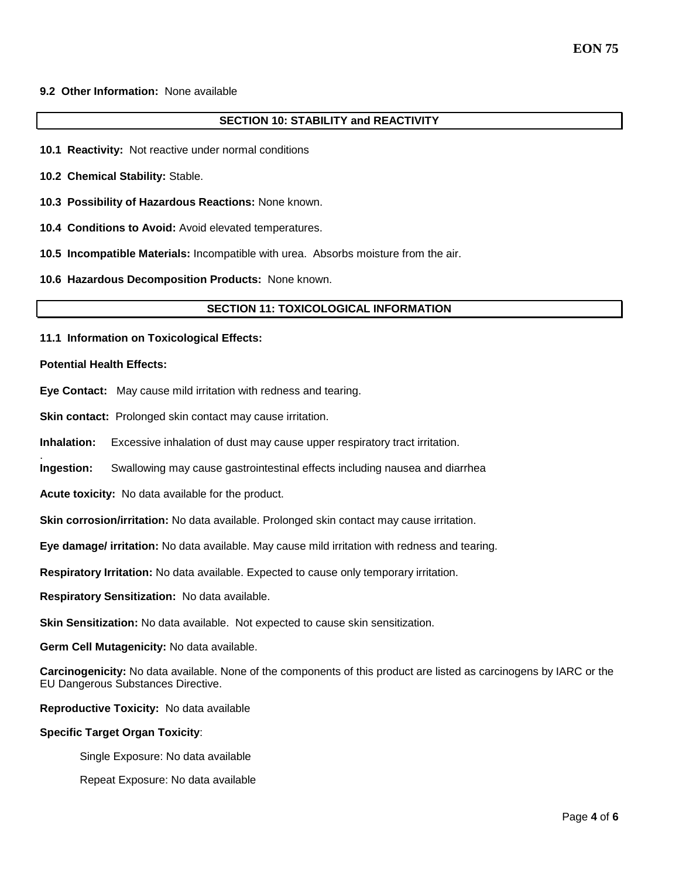**9.2 Other Information:** None available

## SECTION 10: STABILITY and REACTIVITY

**10.1 Reactivity:** Not reactive under normal conditions

**10.2 Chemical Stability:** Stable.

**10.3 Possibility of Hazardous Reactions:** None known.

**10.4 Conditions to Avoid:** Avoid elevated temperatures.

**10.5 Incompatible Materials:** Incompatible with urea. Absorbs moisture from the air.

**10.6 Hazardous Decomposition Products:** None known.

## SECTION 11: TOXICOLOGICAL INFORMATION

**11.1 Information on Toxicological Effects:**

**Potential Health Effects:**

**Eye Contact:** May cause mild irritation with redness and tearing.

**Skin contact:** Prolonged skin contact may cause irritation.

**Inhalation:** Excessive inhalation of dust may cause upper respiratory tract irritation.

**Ingestion:** Swallowing may cause gastrointestinal effects including nausea and diarrhea

**Acute toxicity:** No data available for the product.

**Skin corrosion/irritation:** No data available. Prolonged skin contact may cause irritation.

**Eye damage/ irritation:** No data available. May cause mild irritation with redness and tearing.

**Respiratory Irritation:** No data available. Expected to cause only temporary irritation.

**Respiratory Sensitization:** No data available.

**Skin Sensitization:** No data available. Not expected to cause skin sensitization.

**Germ Cell Mutagenicity:** No data available.

**Carcinogenicity:** No data available. None of the components of this product are listed as carcinogens by IARC or the EU Dangerous Substances Directive.

**Reproductive Toxicity:** No data available

**Specific Target Organ Toxicity**:

Single Exposure: No data available

Repeat Exposure: No data available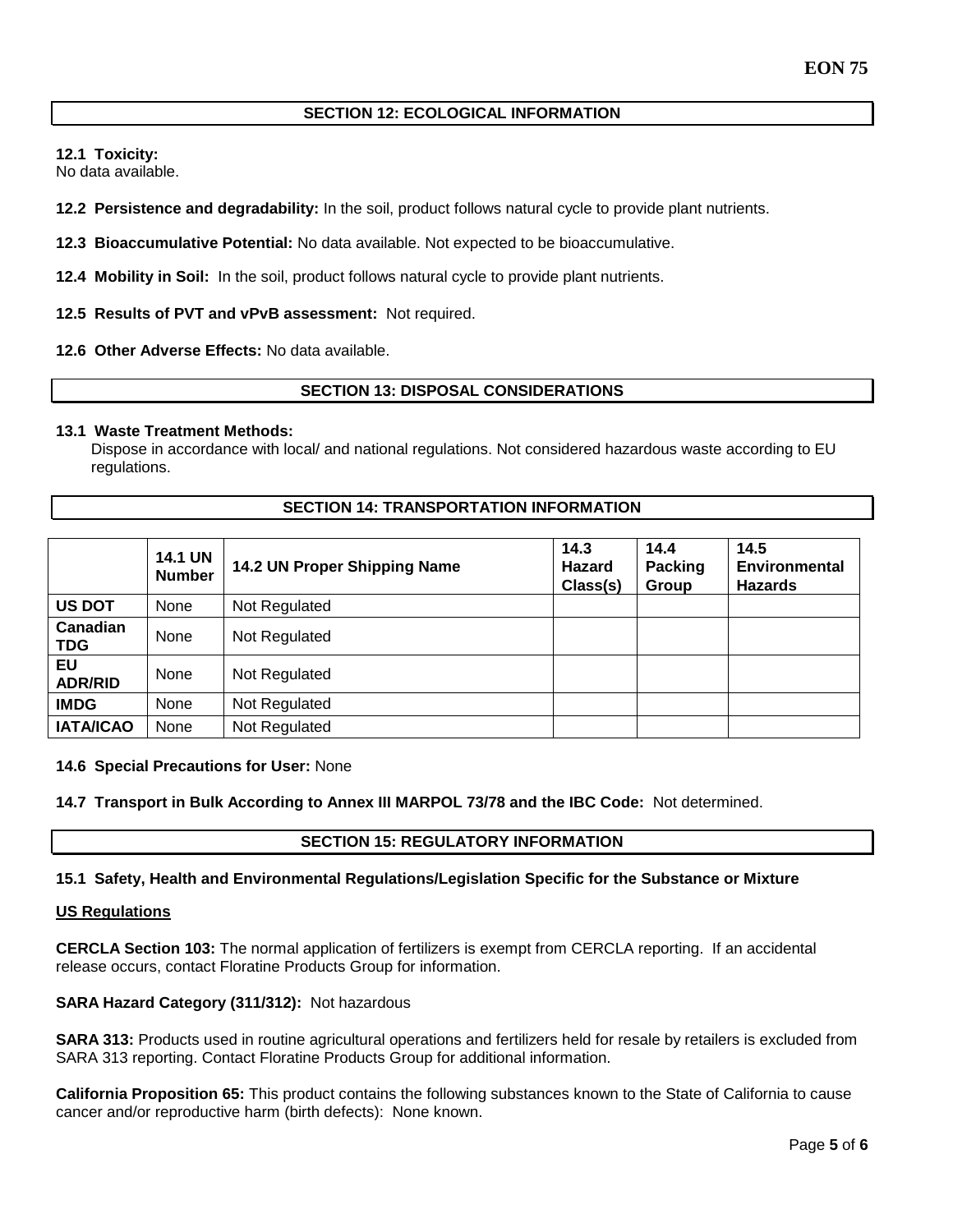## SECTION 12: ECOLOGICAL INFORMATION

**12.1 Toxicity:**
No data available.

**12.2 Persistence and degradability:** In the soil, product follows natural cycle to provide plant nutrients.

**12.3 Bioaccumulative Potential:** No data available. Not expected to be bioaccumulative.

**12.4 Mobility in Soil:** In the soil, product follows natural cycle to provide plant nutrients.

**12.5 Results of PVT and vPvB assessment:** Not required.

**12.6 Other Adverse Effects:** No data available.

## SECTION 13: DISPOSAL CONSIDERATIONS

**13.1 Waste Treatment Methods:**
Dispose in accordance with local/ and national regulations. Not considered hazardous waste according to EU regulations.

## SECTION 14: TRANSPORTATION INFORMATION

| | 14.1 UN Number | 14.2 UN Proper Shipping Name | 14.3 Hazard Class(s) | 14.4 Packing Group | 14.5 Environmental Hazards |
|---|---|---|---|---|---|
| **US DOT** | None | Not Regulated | | | |
| **Canadian TDG** | None | Not Regulated | | | |
| **EU ADR/RID** | None | Not Regulated | | | |
| **IMDG** | None | Not Regulated | | | |
| **IATA/ICAO** | None | Not Regulated | | | |

**14.6 Special Precautions for User:** None

**14.7 Transport in Bulk According to Annex III MARPOL 73/78 and the IBC Code:** Not determined.

## SECTION 15: REGULATORY INFORMATION

**15.1 Safety, Health and Environmental Regulations/Legislation Specific for the Substance or Mixture**

**US Regulations**

**CERCLA Section 103:** The normal application of fertilizers is exempt from CERCLA reporting. If an accidental release occurs, contact Floratine Products Group for information.

**SARA Hazard Category (311/312):** Not hazardous

**SARA 313:** Products used in routine agricultural operations and fertilizers held for resale by retailers is excluded from SARA 313 reporting. Contact Floratine Products Group for additional information.

**California Proposition 65:** This product contains the following substances known to the State of California to cause cancer and/or reproductive harm (birth defects): None known.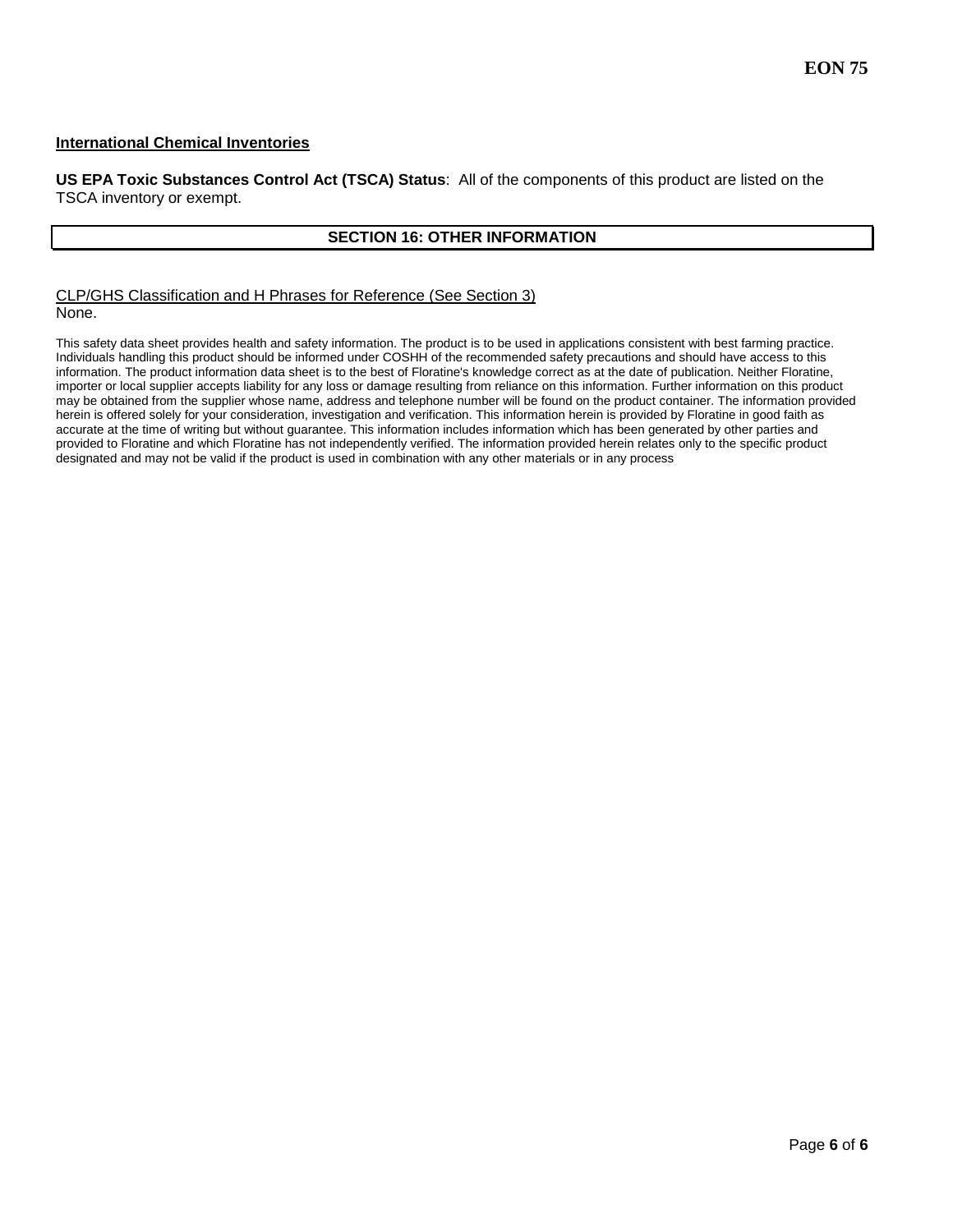**International Chemical Inventories**

**US EPA Toxic Substances Control Act (TSCA) Status**: All of the components of this product are listed on the TSCA inventory or exempt.

## SECTION 16: OTHER INFORMATION

CLP/GHS Classification and H Phrases for Reference (See Section 3)
None.

This safety data sheet provides health and safety information. The product is to be used in applications consistent with best farming practice. Individuals handling this product should be informed under COSHH of the recommended safety precautions and should have access to this information. The product information data sheet is to the best of Floratine's knowledge correct as at the date of publication. Neither Floratine, importer or local supplier accepts liability for any loss or damage resulting from reliance on this information. Further information on this product may be obtained from the supplier whose name, address and telephone number will be found on the product container. The information provided herein is offered solely for your consideration, investigation and verification. This information herein is provided by Floratine in good faith as accurate at the time of writing but without guarantee. This information includes information which has been generated by other parties and provided to Floratine and which Floratine has not independently verified. The information provided herein relates only to the specific product designated and may not be valid if the product is used in combination with any other materials or in any process